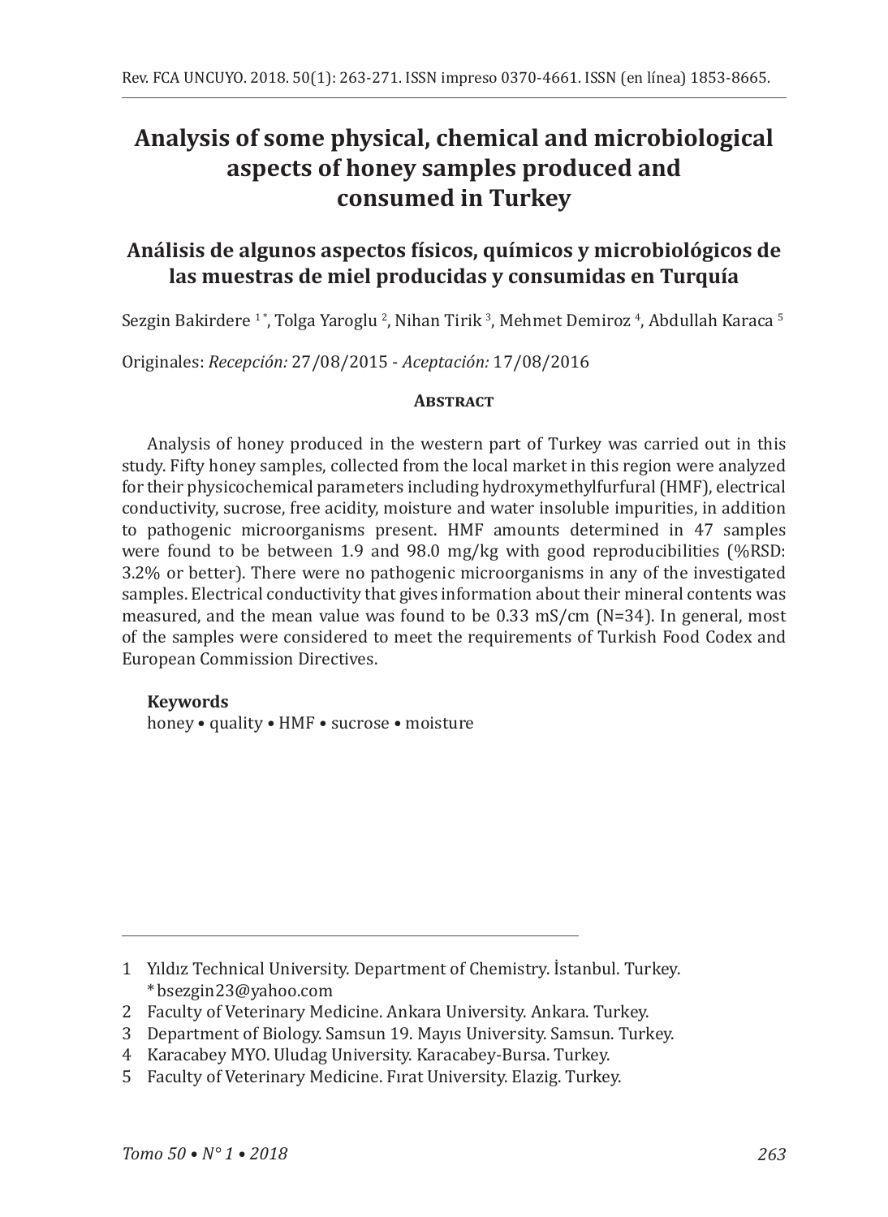# Analysis of some physical, chemical and microbiological aspects of honey samples produced and consumed in Turkey

## Análisis de algunos aspectos físicos, químicos y microbiológicos de las muestras de miel producidas y consumidas en Turquía

Sezgin Bakirdere [1*], Tolga Yaroglu [2], Nihan Tirik [3], Mehmet Demiroz [4], Abdullah Karaca [5]

Originales: *Recepción:* 27/08/2015 - *Aceptación:* 17/08/2016

### Abstract

Analysis of honey produced in the western part of Turkey was carried out in this study. Fifty honey samples, collected from the local market in this region were analyzed for their physicochemical parameters including hydroxymethylfurfural (HMF), electrical conductivity, sucrose, free acidity, moisture and water insoluble impurities, in addition to pathogenic microorganisms present. HMF amounts determined in 47 samples were found to be between 1.9 and 98.0 mg/kg with good reproducibilities (%RSD: 3.2% or better). There were no pathogenic microorganisms in any of the investigated samples. Electrical conductivity that gives information about their mineral contents was measured, and the mean value was found to be 0.33 mS/cm (N=34). In general, most of the samples were considered to meet the requirements of Turkish Food Codex and European Commission Directives.

**Keywords**

honey • quality • HMF • sucrose • moisture

---

1 Yıldız Technical University. Department of Chemistry. İstanbul. Turkey.
 * bsezgin23@yahoo.com

2 Faculty of Veterinary Medicine. Ankara University. Ankara. Turkey.

3 Department of Biology. Samsun 19. Mayıs University. Samsun. Turkey.

4 Karacabey MYO. Uludag University. Karacabey-Bursa. Turkey.

5 Faculty of Veterinary Medicine. Fırat University. Elazig. Turkey.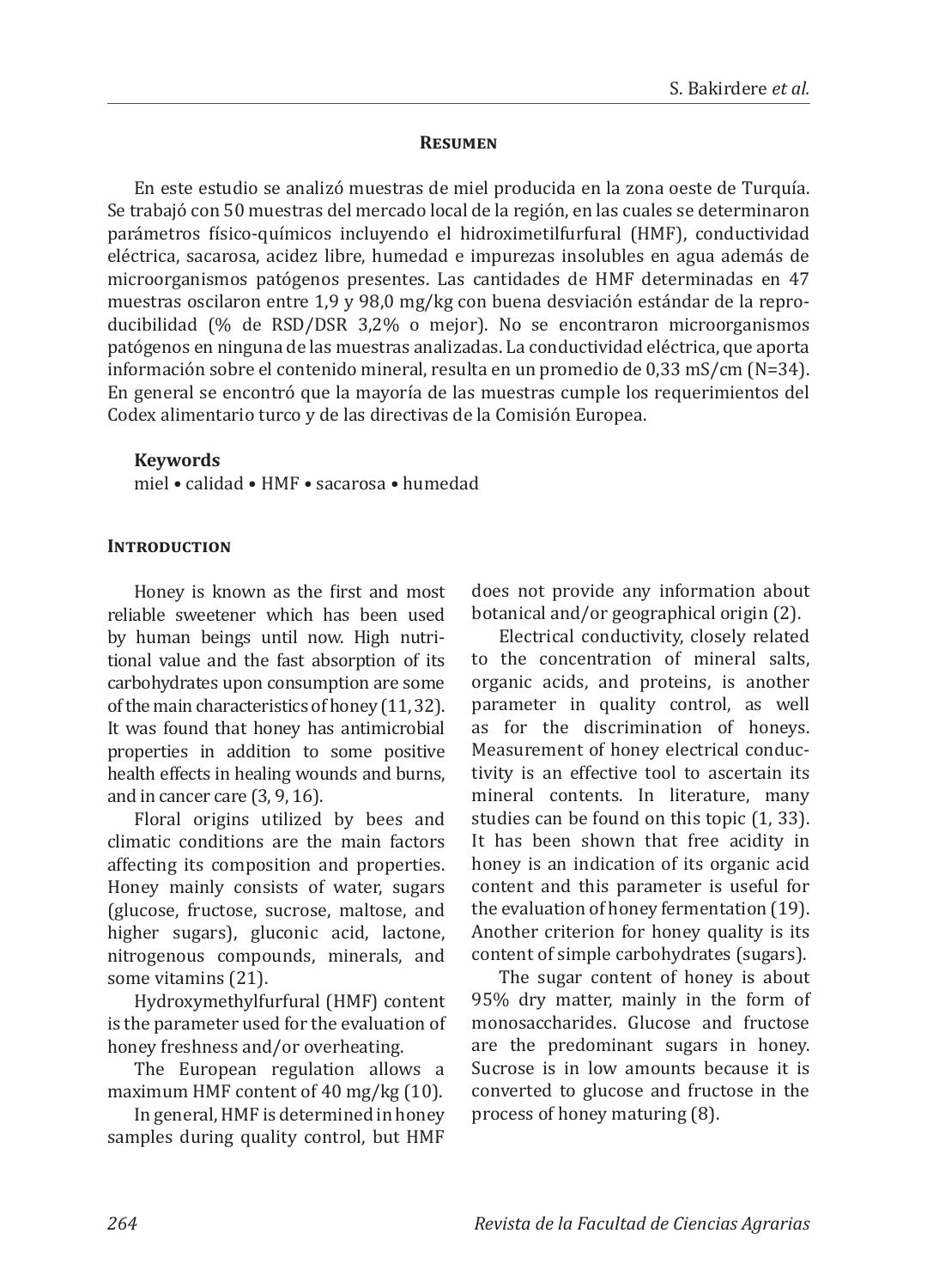## Resumen

En este estudio se analizó muestras de miel producida en la zona oeste de Turquía. Se trabajó con 50 muestras del mercado local de la región, en las cuales se determinaron parámetros físico-químicos incluyendo el hidroximetilfurfural (HMF), conductividad eléctrica, sacarosa, acidez libre, humedad e impurezas insolubles en agua además de microorganismos patógenos presentes. Las cantidades de HMF determinadas en 47 muestras oscilaron entre 1,9 y 98,0 mg/kg con buena desviación estándar de la reproducibilidad (% de RSD/DSR 3,2% o mejor). No se encontraron microorganismos patógenos en ninguna de las muestras analizadas. La conductividad eléctrica, que aporta información sobre el contenido mineral, resulta en un promedio de 0,33 mS/cm (N=34). En general se encontró que la mayoría de las muestras cumple los requerimientos del Codex alimentario turco y de las directivas de la Comisión Europea.

**Keywords**

miel • calidad • HMF • sacarosa • humedad

## Introduction

Honey is known as the first and most reliable sweetener which has been used by human beings until now. High nutritional value and the fast absorption of its carbohydrates upon consumption are some of the main characteristics of honey (11, 32). It was found that honey has antimicrobial properties in addition to some positive health effects in healing wounds and burns, and in cancer care (3, 9, 16).

Floral origins utilized by bees and climatic conditions are the main factors affecting its composition and properties. Honey mainly consists of water, sugars (glucose, fructose, sucrose, maltose, and higher sugars), gluconic acid, lactone, nitrogenous compounds, minerals, and some vitamins (21).

Hydroxymethylfurfural (HMF) content is the parameter used for the evaluation of honey freshness and/or overheating.

The European regulation allows a maximum HMF content of 40 mg/kg (10).

In general, HMF is determined in honey samples during quality control, but HMF does not provide any information about botanical and/or geographical origin (2).

Electrical conductivity, closely related to the concentration of mineral salts, organic acids, and proteins, is another parameter in quality control, as well as for the discrimination of honeys. Measurement of honey electrical conductivity is an effective tool to ascertain its mineral contents. In literature, many studies can be found on this topic (1, 33). It has been shown that free acidity in honey is an indication of its organic acid content and this parameter is useful for the evaluation of honey fermentation (19). Another criterion for honey quality is its content of simple carbohydrates (sugars).

The sugar content of honey is about 95% dry matter, mainly in the form of monosaccharides. Glucose and fructose are the predominant sugars in honey. Sucrose is in low amounts because it is converted to glucose and fructose in the process of honey maturing (8).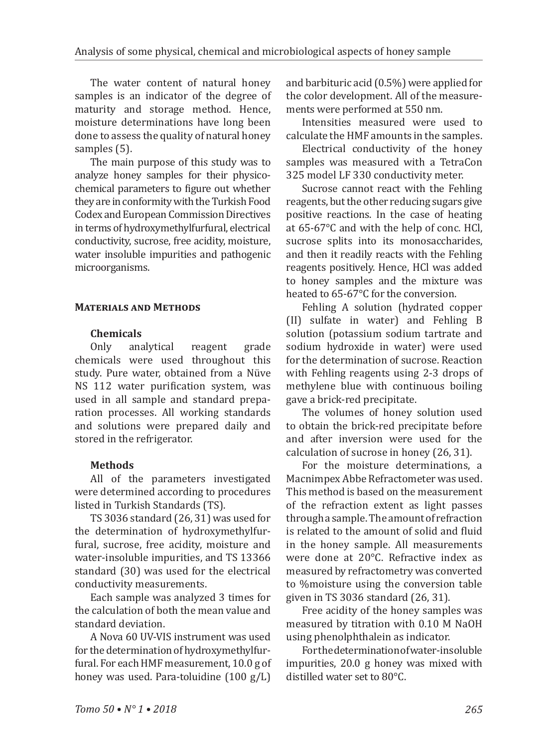The water content of natural honey samples is an indicator of the degree of maturity and storage method. Hence, moisture determinations have long been done to assess the quality of natural honey samples (5).

The main purpose of this study was to analyze honey samples for their physicochemical parameters to figure out whether they are in conformity with the Turkish Food Codex and European Commission Directives in terms of hydroxymethylfurfural, electrical conductivity, sucrose, free acidity, moisture, water insoluble impurities and pathogenic microorganisms.

## Materials and Methods

### Chemicals

Only analytical reagent grade chemicals were used throughout this study. Pure water, obtained from a Nüve NS 112 water purification system, was used in all sample and standard preparation processes. All working standards and solutions were prepared daily and stored in the refrigerator.

### Methods

All of the parameters investigated were determined according to procedures listed in Turkish Standards (TS).

TS 3036 standard (26, 31) was used for the determination of hydroxymethylfurfural, sucrose, free acidity, moisture and water-insoluble impurities, and TS 13366 standard (30) was used for the electrical conductivity measurements.

Each sample was analyzed 3 times for the calculation of both the mean value and standard deviation.

A Nova 60 UV-VIS instrument was used for the determination of hydroxymethylfurfural. For each HMF measurement, 10.0 g of honey was used. Para-toluidine (100 g/L) and barbituric acid (0.5%) were applied for the color development. All of the measurements were performed at 550 nm.

Intensities measured were used to calculate the HMF amounts in the samples.

Electrical conductivity of the honey samples was measured with a TetraCon 325 model LF 330 conductivity meter.

Sucrose cannot react with the Fehling reagents, but the other reducing sugars give positive reactions. In the case of heating at 65-67°C and with the help of conc. HCl, sucrose splits into its monosaccharides, and then it readily reacts with the Fehling reagents positively. Hence, HCl was added to honey samples and the mixture was heated to 65-67°C for the conversion.

Fehling A solution (hydrated copper (II) sulfate in water) and Fehling B solution (potassium sodium tartrate and sodium hydroxide in water) were used for the determination of sucrose. Reaction with Fehling reagents using 2-3 drops of methylene blue with continuous boiling gave a brick-red precipitate.

The volumes of honey solution used to obtain the brick-red precipitate before and after inversion were used for the calculation of sucrose in honey (26, 31).

For the moisture determinations, a Macnimpex Abbe Refractometer was used. This method is based on the measurement of the refraction extent as light passes through a sample. The amount of refraction is related to the amount of solid and fluid in the honey sample. All measurements were done at 20°C. Refractive index as measured by refractometry was converted to %moisture using the conversion table given in TS 3036 standard (26, 31).

Free acidity of the honey samples was measured by titration with 0.10 M NaOH using phenolphthalein as indicator.

For the determination of water-insoluble impurities, 20.0 g honey was mixed with distilled water set to 80°C.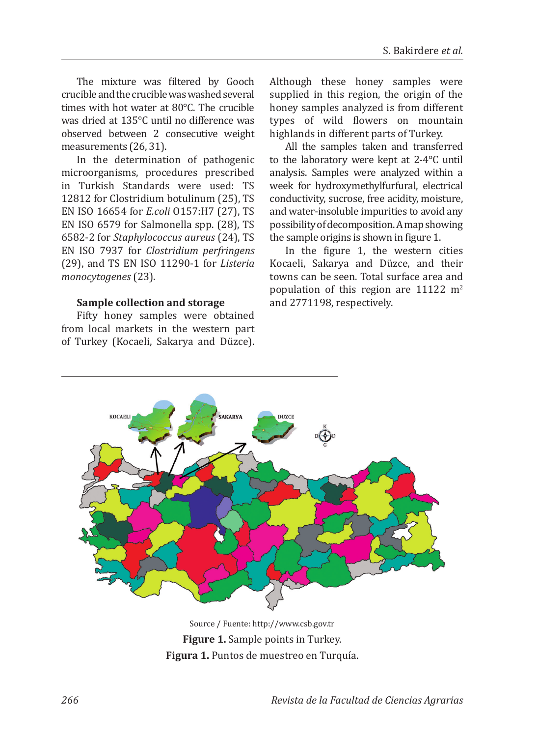The mixture was filtered by Gooch crucible and the crucible was washed several times with hot water at 80°C. The crucible was dried at 135°C until no difference was observed between 2 consecutive weight measurements (26, 31).

In the determination of pathogenic microorganisms, procedures prescribed in Turkish Standards were used: TS 12812 for Clostridium botulinum (25), TS EN ISO 16654 for *E.coli* O157:H7 (27), TS EN ISO 6579 for Salmonella spp. (28), TS 6582-2 for *Staphylococcus aureus* (24), TS EN ISO 7937 for *Clostridium perfringens* (29), and TS EN ISO 11290-1 for *Listeria monocytogenes* (23).

**Sample collection and storage**

Fifty honey samples were obtained from local markets in the western part of Turkey (Kocaeli, Sakarya and Düzce). Although these honey samples were supplied in this region, the origin of the honey samples analyzed is from different types of wild flowers on mountain highlands in different parts of Turkey.

All the samples taken and transferred to the laboratory were kept at 2-4°C until analysis. Samples were analyzed within a week for hydroxymethylfurfural, electrical conductivity, sucrose, free acidity, moisture, and water-insoluble impurities to avoid any possibility of decomposition. A map showing the sample origins is shown in figure 1.

In the figure 1, the western cities Kocaeli, Sakarya and Düzce, and their towns can be seen. Total surface area and population of this region are 11122 $m^2$ and 2771198, respectively.

Source / Fuente: http://www.csb.gov.tr

**Figure 1.** Sample points in Turkey.

**Figura 1.** Puntos de muestreo en Turquía.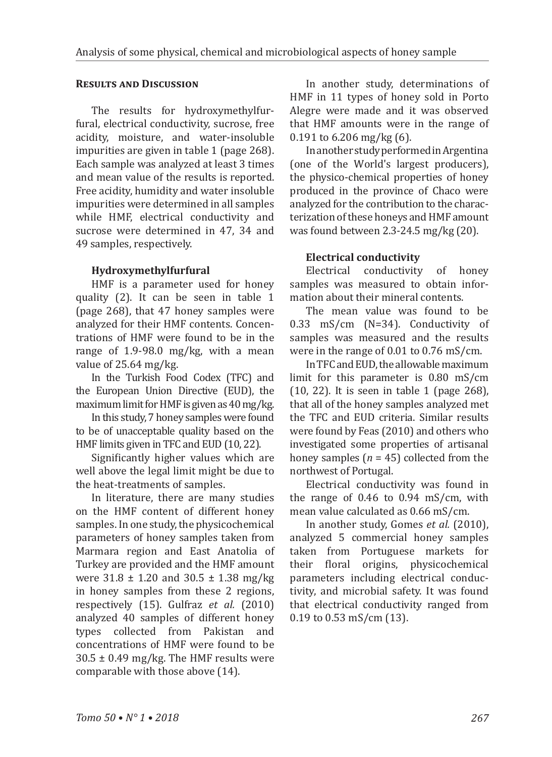## Results and Discussion

The results for hydroxymethylfurfural, electrical conductivity, sucrose, free acidity, moisture, and water-insoluble impurities are given in table 1 (page 268). Each sample was analyzed at least 3 times and mean value of the results is reported. Free acidity, humidity and water insoluble impurities were determined in all samples while HMF, electrical conductivity and sucrose were determined in 47, 34 and 49 samples, respectively.

### Hydroxymethylfurfural

HMF is a parameter used for honey quality (2). It can be seen in table 1 (page 268), that 47 honey samples were analyzed for their HMF contents. Concentrations of HMF were found to be in the range of 1.9-98.0 mg/kg, with a mean value of 25.64 mg/kg.

In the Turkish Food Codex (TFC) and the European Union Directive (EUD), the maximum limit for HMF is given as 40 mg/kg.

In this study, 7 honey samples were found to be of unacceptable quality based on the HMF limits given in TFC and EUD (10, 22).

Significantly higher values which are well above the legal limit might be due to the heat-treatments of samples.

In literature, there are many studies on the HMF content of different honey samples. In one study, the physicochemical parameters of honey samples taken from Marmara region and East Anatolia of Turkey are provided and the HMF amount were 31.8 ± 1.20 and 30.5 ± 1.38 mg/kg in honey samples from these 2 regions, respectively (15). Gulfraz *et al.* (2010) analyzed 40 samples of different honey types collected from Pakistan and concentrations of HMF were found to be 30.5 ± 0.49 mg/kg. The HMF results were comparable with those above (14).

In another study, determinations of HMF in 11 types of honey sold in Porto Alegre were made and it was observed that HMF amounts were in the range of 0.191 to 6.206 mg/kg (6).

In another study performed in Argentina (one of the World's largest producers), the physico-chemical properties of honey produced in the province of Chaco were analyzed for the contribution to the characterization of these honeys and HMF amount was found between 2.3-24.5 mg/kg (20).

### Electrical conductivity

Electrical conductivity of honey samples was measured to obtain information about their mineral contents.

The mean value was found to be 0.33 mS/cm (N=34). Conductivity of samples was measured and the results were in the range of 0.01 to 0.76 mS/cm.

In TFC and EUD, the allowable maximum limit for this parameter is 0.80 mS/cm (10, 22). It is seen in table 1 (page 268), that all of the honey samples analyzed met the TFC and EUD criteria. Similar results were found by Feas (2010) and others who investigated some properties of artisanal honey samples ($n$ = 45) collected from the northwest of Portugal.

Electrical conductivity was found in the range of 0.46 to 0.94 mS/cm, with mean value calculated as 0.66 mS/cm.

In another study, Gomes *et al.* (2010), analyzed 5 commercial honey samples taken from Portuguese markets for their floral origins, physicochemical parameters including electrical conductivity, and microbial safety. It was found that electrical conductivity ranged from 0.19 to 0.53 mS/cm (13).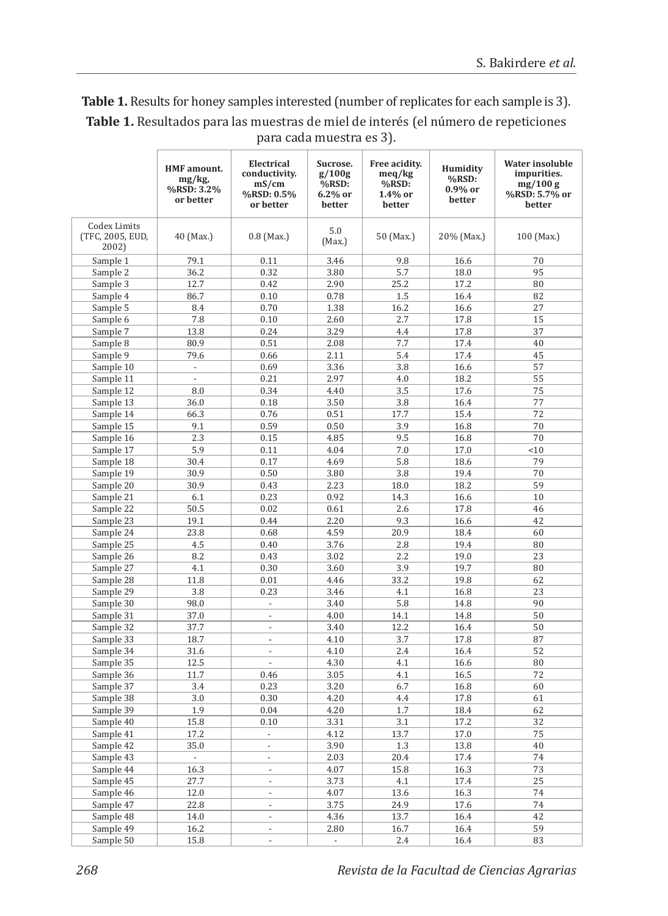**Table 1.** Results for honey samples interested (number of replicates for each sample is 3).

**Table 1.** Resultados para las muestras de miel de interés (el número de repeticiones para cada muestra es 3).

| | HMF amount. mg/kg, %RSD: 3.2% or better | Electrical conductivity. mS/cm %RSD: 0.5% or better | Sucrose. g/100g %RSD: 6.2% or better | Free acidity. meq/kg %RSD: 1.4% or better | Humidity %RSD: 0.9% or better | Water insoluble impurities. mg/100 g %RSD: 5.7% or better |
|---|---|---|---|---|---|---|
| Codex Limits (TFC, 2005, EUD, 2002) | 40 (Max.) | 0.8 (Max.) | 5.0 (Max.) | 50 (Max.) | 20% (Max.) | 100 (Max.) |
| Sample 1 | 79.1 | 0.11 | 3.46 | 9.8 | 16.6 | 70 |
| Sample 2 | 36.2 | 0.32 | 3.80 | 5.7 | 18.0 | 95 |
| Sample 3 | 12.7 | 0.42 | 2.90 | 25.2 | 17.2 | 80 |
| Sample 4 | 86.7 | 0.10 | 0.78 | 1.5 | 16.4 | 82 |
| Sample 5 | 8.4 | 0.70 | 1.38 | 16.2 | 16.6 | 27 |
| Sample 6 | 7.8 | 0.10 | 2.60 | 2.7 | 17.8 | 15 |
| Sample 7 | 13.8 | 0.24 | 3.29 | 4.4 | 17.8 | 37 |
| Sample 8 | 80.9 | 0.51 | 2.08 | 7.7 | 17.4 | 40 |
| Sample 9 | 79.6 | 0.66 | 2.11 | 5.4 | 17.4 | 45 |
| Sample 10 | - | 0.69 | 3.36 | 3.8 | 16.6 | 57 |
| Sample 11 | - | 0.21 | 2.97 | 4.0 | 18.2 | 55 |
| Sample 12 | 8.0 | 0.34 | 4.40 | 3.5 | 17.6 | 75 |
| Sample 13 | 36.0 | 0.18 | 3.50 | 3.8 | 16.4 | 77 |
| Sample 14 | 66.3 | 0.76 | 0.51 | 17.7 | 15.4 | 72 |
| Sample 15 | 9.1 | 0.59 | 0.50 | 3.9 | 16.8 | 70 |
| Sample 16 | 2.3 | 0.15 | 4.85 | 9.5 | 16.8 | 70 |
| Sample 17 | 5.9 | 0.11 | 4.04 | 7.0 | 17.0 | <10 |
| Sample 18 | 30.4 | 0.17 | 4.69 | 5.8 | 18.6 | 79 |
| Sample 19 | 30.9 | 0.50 | 3.80 | 3.8 | 19.4 | 70 |
| Sample 20 | 30.9 | 0.43 | 2.23 | 18.0 | 18.2 | 59 |
| Sample 21 | 6.1 | 0.23 | 0.92 | 14.3 | 16.6 | 10 |
| Sample 22 | 50.5 | 0.02 | 0.61 | 2.6 | 17.8 | 46 |
| Sample 23 | 19.1 | 0.44 | 2.20 | 9.3 | 16.6 | 42 |
| Sample 24 | 23.8 | 0.68 | 4.59 | 20.9 | 18.4 | 60 |
| Sample 25 | 4.5 | 0.40 | 3.76 | 2.8 | 19.4 | 80 |
| Sample 26 | 8.2 | 0.43 | 3.02 | 2.2 | 19.0 | 23 |
| Sample 27 | 4.1 | 0.30 | 3.60 | 3.9 | 19.7 | 80 |
| Sample 28 | 11.8 | 0.01 | 4.46 | 33.2 | 19.8 | 62 |
| Sample 29 | 3.8 | 0.23 | 3.46 | 4.1 | 16.8 | 23 |
| Sample 30 | 98.0 | - | 3.40 | 5.8 | 14.8 | 90 |
| Sample 31 | 37.0 | - | 4.00 | 14.1 | 14.8 | 50 |
| Sample 32 | 37.7 | - | 3.40 | 12.2 | 16.4 | 50 |
| Sample 33 | 18.7 | - | 4.10 | 3.7 | 17.8 | 87 |
| Sample 34 | 31.6 | - | 4.10 | 2.4 | 16.4 | 52 |
| Sample 35 | 12.5 | - | 4.30 | 4.1 | 16.6 | 80 |
| Sample 36 | 11.7 | 0.46 | 3.05 | 4.1 | 16.5 | 72 |
| Sample 37 | 3.4 | 0.23 | 3.20 | 6.7 | 16.8 | 60 |
| Sample 38 | 3.0 | 0.30 | 4.20 | 4.4 | 17.8 | 61 |
| Sample 39 | 1.9 | 0.04 | 4.20 | 1.7 | 18.4 | 62 |
| Sample 40 | 15.8 | 0.10 | 3.31 | 3.1 | 17.2 | 32 |
| Sample 41 | 17.2 | - | 4.12 | 13.7 | 17.0 | 75 |
| Sample 42 | 35.0 | - | 3.90 | 1.3 | 13.8 | 40 |
| Sample 43 | - | - | 2.03 | 20.4 | 17.4 | 74 |
| Sample 44 | 16.3 | - | 4.07 | 15.8 | 16.3 | 73 |
| Sample 45 | 27.7 | - | 3.73 | 4.1 | 17.4 | 25 |
| Sample 46 | 12.0 | - | 4.07 | 13.6 | 16.3 | 74 |
| Sample 47 | 22.8 | - | 3.75 | 24.9 | 17.6 | 74 |
| Sample 48 | 14.0 | - | 4.36 | 13.7 | 16.4 | 42 |
| Sample 49 | 16.2 | - | 2.80 | 16.7 | 16.4 | 59 |
| Sample 50 | 15.8 | - | - | 2.4 | 16.4 | 83 |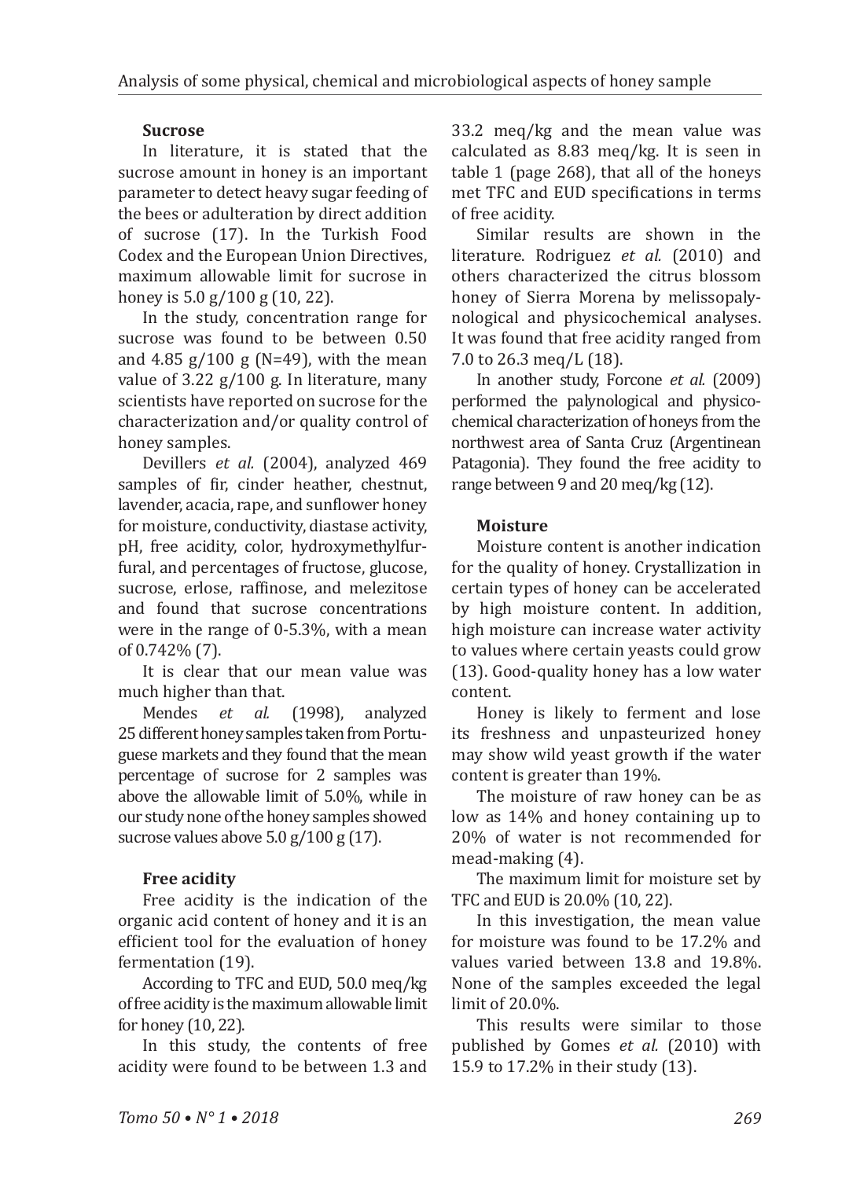### Sucrose

In literature, it is stated that the sucrose amount in honey is an important parameter to detect heavy sugar feeding of the bees or adulteration by direct addition of sucrose (17). In the Turkish Food Codex and the European Union Directives, maximum allowable limit for sucrose in honey is 5.0 g/100 g (10, 22).

In the study, concentration range for sucrose was found to be between 0.50 and 4.85 g/100 g (N=49), with the mean value of 3.22 g/100 g. In literature, many scientists have reported on sucrose for the characterization and/or quality control of honey samples.

Devillers *et al.* (2004), analyzed 469 samples of fir, cinder heather, chestnut, lavender, acacia, rape, and sunflower honey for moisture, conductivity, diastase activity, pH, free acidity, color, hydroxymethylfurfural, and percentages of fructose, glucose, sucrose, erlose, raffinose, and melezitose and found that sucrose concentrations were in the range of 0-5.3%, with a mean of 0.742% (7).

It is clear that our mean value was much higher than that.

Mendes *et al.* (1998), analyzed 25 different honey samples taken from Portuguese markets and they found that the mean percentage of sucrose for 2 samples was above the allowable limit of 5.0%, while in our study none of the honey samples showed sucrose values above 5.0 g/100 g (17).

### Free acidity

Free acidity is the indication of the organic acid content of honey and it is an efficient tool for the evaluation of honey fermentation (19).

According to TFC and EUD, 50.0 meq/kg of free acidity is the maximum allowable limit for honey (10, 22).

In this study, the contents of free acidity were found to be between 1.3 and 33.2 meq/kg and the mean value was calculated as 8.83 meq/kg. It is seen in table 1 (page 268), that all of the honeys met TFC and EUD specifications in terms of free acidity.

Similar results are shown in the literature. Rodriguez *et al.* (2010) and others characterized the citrus blossom honey of Sierra Morena by melissopalynological and physicochemical analyses. It was found that free acidity ranged from 7.0 to 26.3 meq/L (18).

In another study, Forcone *et al.* (2009) performed the palynological and physicochemical characterization of honeys from the northwest area of Santa Cruz (Argentinean Patagonia). They found the free acidity to range between 9 and 20 meq/kg (12).

### Moisture

Moisture content is another indication for the quality of honey. Crystallization in certain types of honey can be accelerated by high moisture content. In addition, high moisture can increase water activity to values where certain yeasts could grow (13). Good-quality honey has a low water content.

Honey is likely to ferment and lose its freshness and unpasteurized honey may show wild yeast growth if the water content is greater than 19%.

The moisture of raw honey can be as low as 14% and honey containing up to 20% of water is not recommended for mead-making (4).

The maximum limit for moisture set by TFC and EUD is 20.0% (10, 22).

In this investigation, the mean value for moisture was found to be 17.2% and values varied between 13.8 and 19.8%. None of the samples exceeded the legal limit of 20.0%.

This results were similar to those published by Gomes *et al.* (2010) with 15.9 to 17.2% in their study (13).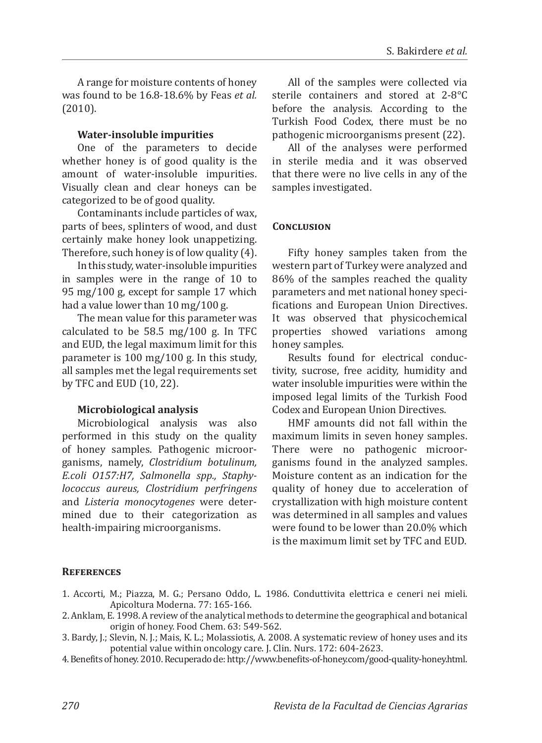A range for moisture contents of honey was found to be 16.8-18.6% by Feas *et al.* (2010).

### Water-insoluble impurities

One of the parameters to decide whether honey is of good quality is the amount of water-insoluble impurities. Visually clean and clear honeys can be categorized to be of good quality.

Contaminants include particles of wax, parts of bees, splinters of wood, and dust certainly make honey look unappetizing. Therefore, such honey is of low quality (4).

In this study, water-insoluble impurities in samples were in the range of 10 to 95 mg/100 g, except for sample 17 which had a value lower than 10 mg/100 g.

The mean value for this parameter was calculated to be 58.5 mg/100 g. In TFC and EUD, the legal maximum limit for this parameter is 100 mg/100 g. In this study, all samples met the legal requirements set by TFC and EUD (10, 22).

### Microbiological analysis

Microbiological analysis was also performed in this study on the quality of honey samples. Pathogenic microorganisms, namely, *Clostridium botulinum, E.coli O157:H7, Salmonella spp., Staphylococcus aureus, Clostridium perfringens* and *Listeria monocytogenes* were determined due to their categorization as health-impairing microorganisms.

All of the samples were collected via sterile containers and stored at 2-8°C before the analysis. According to the Turkish Food Codex, there must be no pathogenic microorganisms present (22).

All of the analyses were performed in sterile media and it was observed that there were no live cells in any of the samples investigated.

## Conclusion

Fifty honey samples taken from the western part of Turkey were analyzed and 86% of the samples reached the quality parameters and met national honey specifications and European Union Directives. It was observed that physicochemical properties showed variations among honey samples.

Results found for electrical conductivity, sucrose, free acidity, humidity and water insoluble impurities were within the imposed legal limits of the Turkish Food Codex and European Union Directives.

HMF amounts did not fall within the maximum limits in seven honey samples. There were no pathogenic microorganisms found in the analyzed samples. Moisture content as an indication for the quality of honey due to acceleration of crystallization with high moisture content was determined in all samples and values were found to be lower than 20.0% which is the maximum limit set by TFC and EUD.

## References

1. Accorti, M.; Piazza, M. G.; Persano Oddo, L. 1986. Conduttivita elettrica e ceneri nei mieli. Apicoltura Moderna. 77: 165-166.
2. Anklam, E. 1998. A review of the analytical methods to determine the geographical and botanical origin of honey. Food Chem. 63: 549-562.
3. Bardy, J.; Slevin, N. J.; Mais, K. L.; Molassiotis, A. 2008. A systematic review of honey uses and its potential value within oncology care. J. Clin. Nurs. 172: 604-2623.
4. Benefits of honey. 2010. Recuperado de: http://www.benefits-of-honey.com/good-quality-honey.html.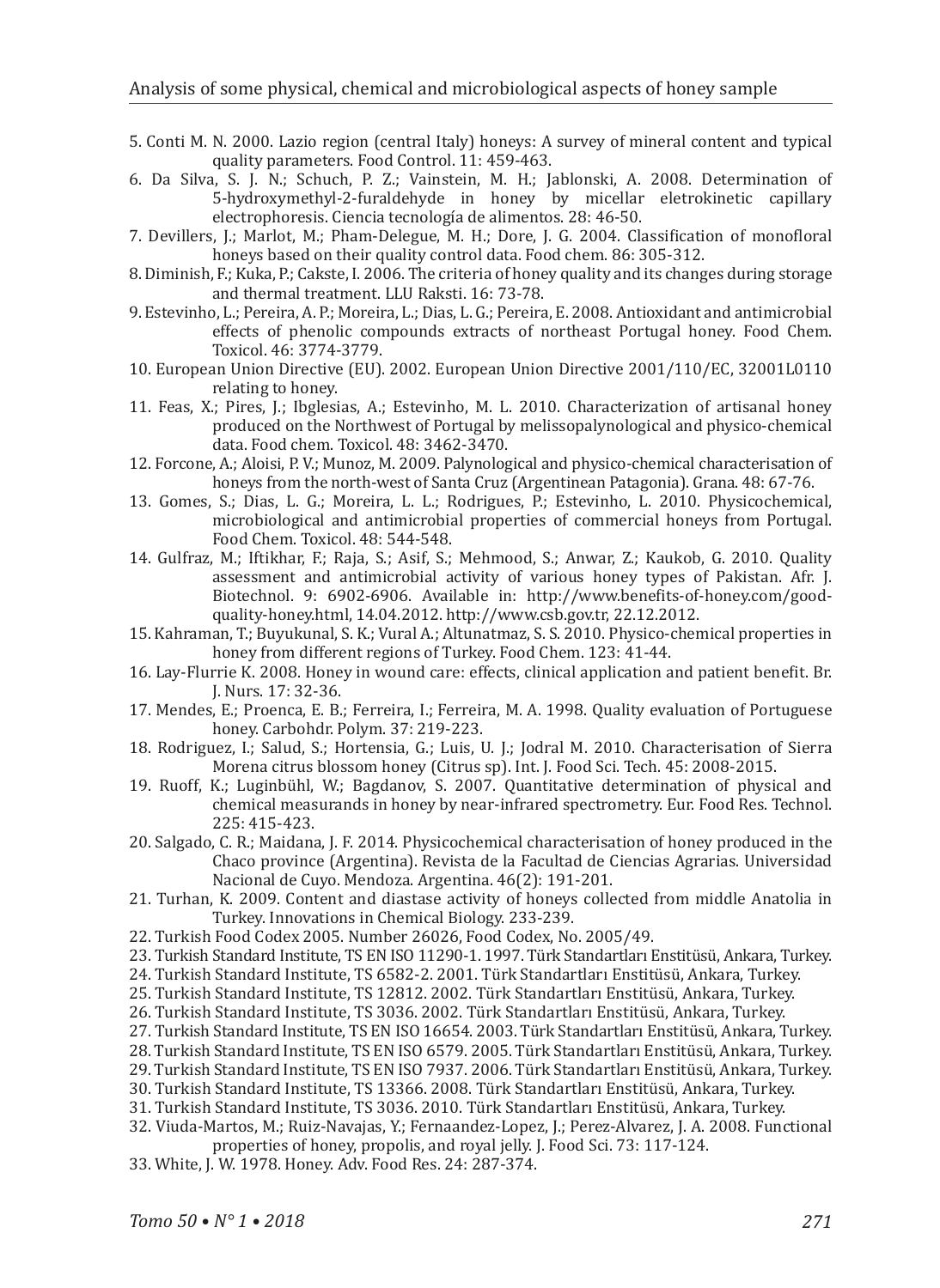5. Conti M. N. 2000. Lazio region (central Italy) honeys: A survey of mineral content and typical quality parameters. Food Control. 11: 459-463.
6. Da Silva, S. J. N.; Schuch, P. Z.; Vainstein, M. H.; Jablonski, A. 2008. Determination of 5-hydroxymethyl-2-furaldehyde in honey by micellar eletrokinetic capillary electrophoresis. Ciencia tecnología de alimentos. 28: 46-50.
7. Devillers, J.; Marlot, M.; Pham-Delegue, M. H.; Dore, J. G. 2004. Classification of monofloral honeys based on their quality control data. Food chem. 86: 305-312.
8. Diminish, F.; Kuka, P.; Cakste, I. 2006. The criteria of honey quality and its changes during storage and thermal treatment. LLU Raksti. 16: 73-78.
9. Estevinho, L.; Pereira, A. P.; Moreira, L.; Dias, L. G.; Pereira, E. 2008. Antioxidant and antimicrobial effects of phenolic compounds extracts of northeast Portugal honey. Food Chem. Toxicol. 46: 3774-3779.
10. European Union Directive (EU). 2002. European Union Directive 2001/110/EC, 32001L0110 relating to honey.
11. Feas, X.; Pires, J.; Ibglesias, A.; Estevinho, M. L. 2010. Characterization of artisanal honey produced on the Northwest of Portugal by melissopalynological and physico-chemical data. Food chem. Toxicol. 48: 3462-3470.
12. Forcone, A.; Aloisi, P. V.; Munoz, M. 2009. Palynological and physico-chemical characterisation of honeys from the north-west of Santa Cruz (Argentinean Patagonia). Grana. 48: 67-76.
13. Gomes, S.; Dias, L. G.; Moreira, L. L.; Rodrigues, P.; Estevinho, L. 2010. Physicochemical, microbiological and antimicrobial properties of commercial honeys from Portugal. Food Chem. Toxicol. 48: 544-548.
14. Gulfraz, M.; Iftikhar, F.; Raja, S.; Asif, S.; Mehmood, S.; Anwar, Z.; Kaukob, G. 2010. Quality assessment and antimicrobial activity of various honey types of Pakistan. Afr. J. Biotechnol. 9: 6902-6906. Available in: http://www.benefits-of-honey.com/good-quality-honey.html, 14.04.2012. http://www.csb.gov.tr, 22.12.2012.
15. Kahraman, T.; Buyukunal, S. K.; Vural A.; Altunatmaz, S. S. 2010. Physico-chemical properties in honey from different regions of Turkey. Food Chem. 123: 41-44.
16. Lay-Flurrie K. 2008. Honey in wound care: effects, clinical application and patient benefit. Br. J. Nurs. 17: 32-36.
17. Mendes, E.; Proenca, E. B.; Ferreira, I.; Ferreira, M. A. 1998. Quality evaluation of Portuguese honey. Carbohdr. Polym. 37: 219-223.
18. Rodriguez, I.; Salud, S.; Hortensia, G.; Luis, U. J.; Jodral M. 2010. Characterisation of Sierra Morena citrus blossom honey (Citrus sp). Int. J. Food Sci. Tech. 45: 2008-2015.
19. Ruoff, K.; Luginbühl, W.; Bagdanov, S. 2007. Quantitative determination of physical and chemical measurands in honey by near-infrared spectrometry. Eur. Food Res. Technol. 225: 415-423.
20. Salgado, C. R.; Maidana, J. F. 2014. Physicochemical characterisation of honey produced in the Chaco province (Argentina). Revista de la Facultad de Ciencias Agrarias. Universidad Nacional de Cuyo. Mendoza. Argentina. 46(2): 191-201.
21. Turhan, K. 2009. Content and diastase activity of honeys collected from middle Anatolia in Turkey. Innovations in Chemical Biology. 233-239.
22. Turkish Food Codex 2005. Number 26026, Food Codex, No. 2005/49.
23. Turkish Standard Institute, TS EN ISO 11290-1. 1997. Türk Standartları Enstitüsü, Ankara, Turkey.
24. Turkish Standard Institute, TS 6582-2. 2001. Türk Standartları Enstitüsü, Ankara, Turkey.
25. Turkish Standard Institute, TS 12812. 2002. Türk Standartları Enstitüsü, Ankara, Turkey.
26. Turkish Standard Institute, TS 3036. 2002. Türk Standartları Enstitüsü, Ankara, Turkey.
27. Turkish Standard Institute, TS EN ISO 16654. 2003. Türk Standartları Enstitüsü, Ankara, Turkey.
28. Turkish Standard Institute, TS EN ISO 6579. 2005. Türk Standartları Enstitüsü, Ankara, Turkey.
29. Turkish Standard Institute, TS EN ISO 7937. 2006. Türk Standartları Enstitüsü, Ankara, Turkey.
30. Turkish Standard Institute, TS 13366. 2008. Türk Standartları Enstitüsü, Ankara, Turkey.
31. Turkish Standard Institute, TS 3036. 2010. Türk Standartları Enstitüsü, Ankara, Turkey.
32. Viuda-Martos, M.; Ruiz-Navajas, Y.; Fernaandez-Lopez, J.; Perez-Alvarez, J. A. 2008. Functional properties of honey, propolis, and royal jelly. J. Food Sci. 73: 117-124.
33. White, J. W. 1978. Honey. Adv. Food Res. 24: 287-374.